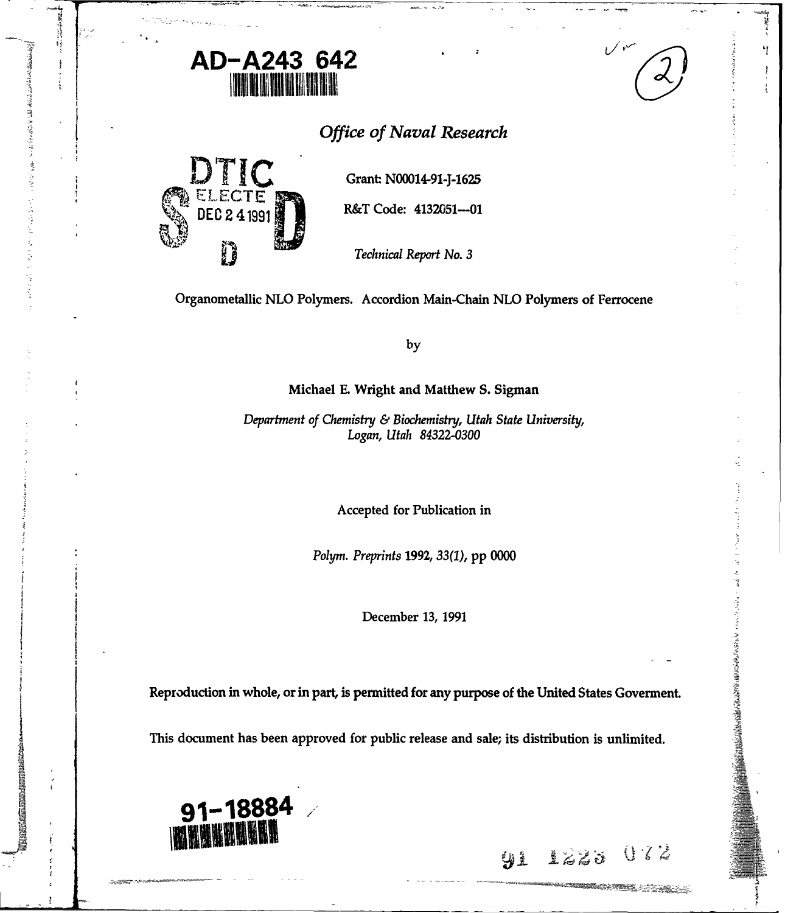AD-A243 642

*Office of Naval Research*

DTIC ELECTE DEC 2 4 1991

Grant: N00014-91-J-1625

R&T Code: 4132051---01

*Technical Report No. 3*

Organometallic NLO Polymers. Accordion Main-Chain NLO Polymers of Ferrocene

by

**Michael E. Wright and Matthew S. Sigman**

*Department of Chemistry & Biochemistry, Utah State University, Logan, Utah 84322-0300*

Accepted for Publication in

*Polym. Preprints* **1992**, *33(1)*, pp 0000

December 13, 1991

**Reproduction in whole, or in part, is permitted for any purpose of the United States Goverment.**

**This document has been approved for public release and sale; its distribution is unlimited.**

91-18884

91 1223 072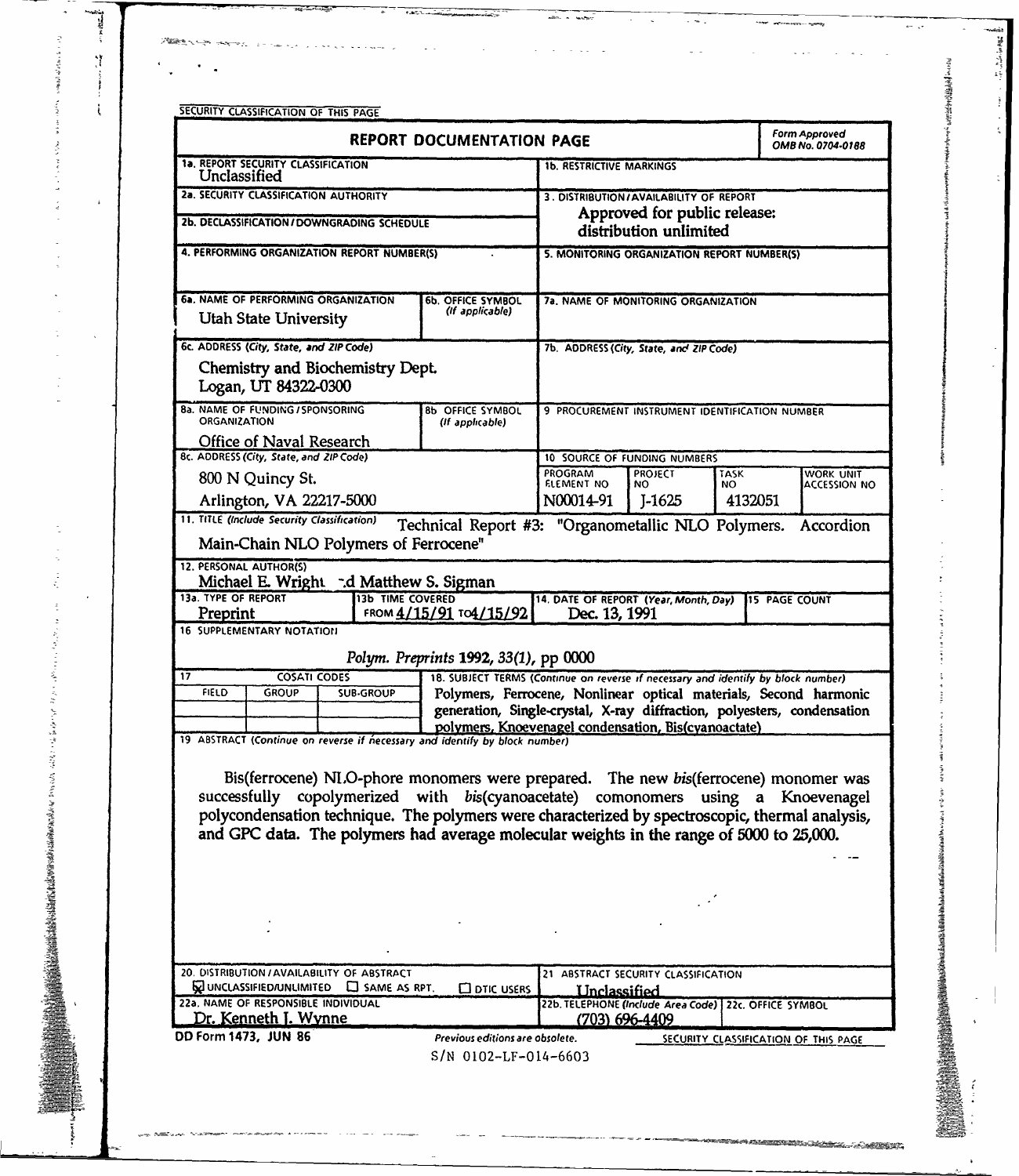SECURITY CLASSIFICATION OF THIS PAGE

# REPORT DOCUMENTATION PAGE

*Form Approved OMB No. 0704-0188*

**1a. REPORT SECURITY CLASSIFICATION**
Unclassified

**1b. RESTRICTIVE MARKINGS**

**2a. SECURITY CLASSIFICATION AUTHORITY**

**2b. DECLASSIFICATION / DOWNGRADING SCHEDULE**

**3. DISTRIBUTION / AVAILABILITY OF REPORT**
Approved for public release: distribution unlimited

**4. PERFORMING ORGANIZATION REPORT NUMBER(S)**

**5. MONITORING ORGANIZATION REPORT NUMBER(S)**

**6a. NAME OF PERFORMING ORGANIZATION**
Utah State University

**6b. OFFICE SYMBOL** *(If applicable)*

**7a. NAME OF MONITORING ORGANIZATION**

**6c. ADDRESS** *(City, State, and ZIP Code)*
Chemistry and Biochemistry Dept.
Logan, UT 84322-0300

**7b. ADDRESS** *(City, State, and ZIP Code)*

**8a. NAME OF FUNDING / SPONSORING ORGANIZATION**
Office of Naval Research

**8b. OFFICE SYMBOL** *(If applicable)*

**9. PROCUREMENT INSTRUMENT IDENTIFICATION NUMBER**

**8c. ADDRESS** *(City, State, and ZIP Code)*
800 N Quincy St.
Arlington, VA 22217-5000

**10. SOURCE OF FUNDING NUMBERS**

| PROGRAM ELEMENT NO | PROJECT NO | TASK NO | WORK UNIT ACCESSION NO |
|---|---|---|---|
| N00014-91 | J-1625 | 4132051 | |

**11. TITLE** *(Include Security Classification)* Technical Report #3: "Organometallic NLO Polymers. Accordion Main-Chain NLO Polymers of Ferrocene"

**12. PERSONAL AUTHOR(S)**
Michael E. Wright and Matthew S. Sigman

**13a. TYPE OF REPORT**
Preprint

**13b. TIME COVERED**
FROM 4/15/91 TO 4/15/92

**14. DATE OF REPORT** *(Year, Month, Day)*
Dec. 13, 1991

**15. PAGE COUNT**

**16. SUPPLEMENTARY NOTATION**

*Polym. Preprints* 1992, 33(1), pp 0000

**17. COSATI CODES**

| FIELD | GROUP | SUB-GROUP |
|---|---|---|
| | | |
| | | |

**18. SUBJECT TERMS** *(Continue on reverse if necessary and identify by block number)*
Polymers, Ferrocene, Nonlinear optical materials, Second harmonic generation, Single-crystal, X-ray diffraction, polyesters, condensation polymers, Knoevenagel condensation, Bis(cyanoactate)

**19. ABSTRACT** *(Continue on reverse if necessary and identify by block number)*

Bis(ferrocene) NLO-phore monomers were prepared. The new *bis*(ferrocene) monomer was successfully copolymerized with *bis*(cyanoacetate) comonomers using a Knoevenagel polycondensation technique. The polymers were characterized by spectroscopic, thermal analysis, and GPC data. The polymers had average molecular weights in the range of 5000 to 25,000.

**20. DISTRIBUTION / AVAILABILITY OF ABSTRACT**
☒ UNCLASSIFIED/UNLIMITED ☐ SAME AS RPT. ☐ DTIC USERS

**21. ABSTRACT SECURITY CLASSIFICATION**
Unclassified

**22a. NAME OF RESPONSIBLE INDIVIDUAL**
Dr. Kenneth J. Wynne

**22b. TELEPHONE** *(Include Area Code)*
(703) 696-4409

**22c. OFFICE SYMBOL**

DD Form 1473, JUN 86 — Previous editions are obsolete. — SECURITY CLASSIFICATION OF THIS PAGE

S/N 0102-LF-014-6603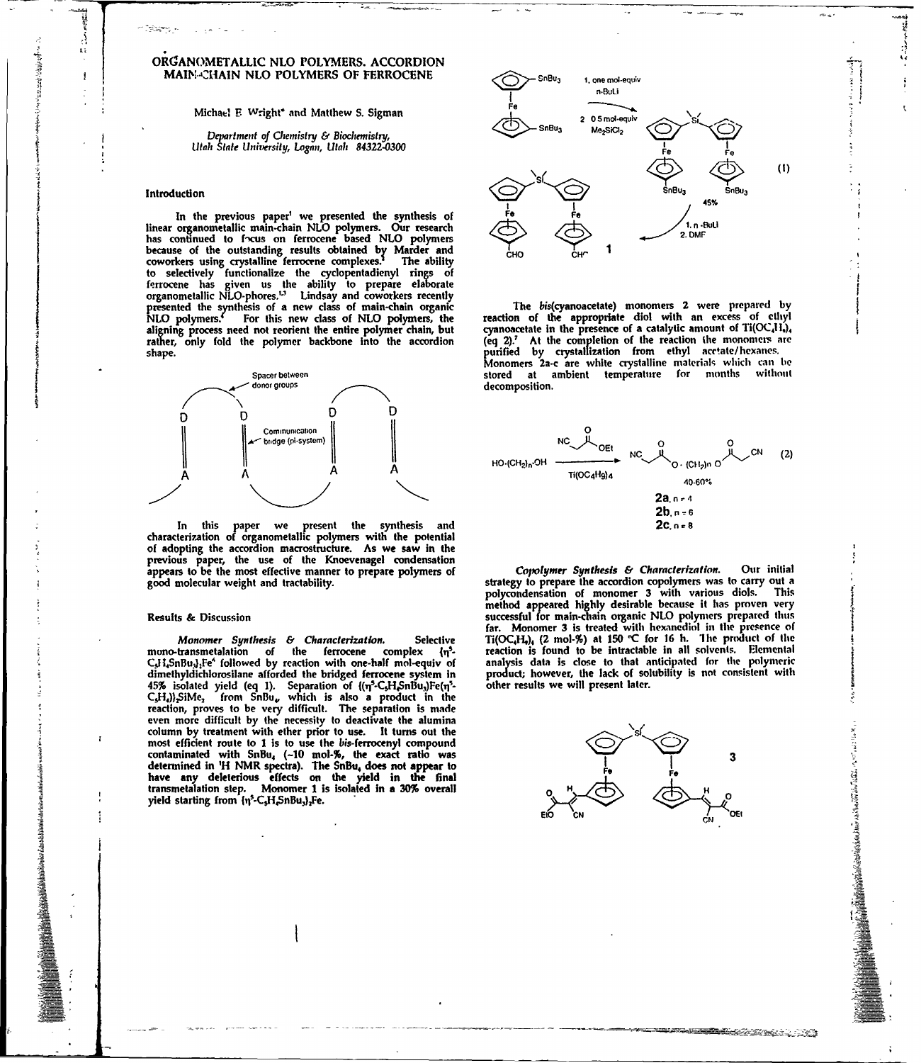# ORGANOMETALLIC NLO POLYMERS. ACCORDION MAIN-CHAIN NLO POLYMERS OF FERROCENE

Michael E. Wright* and Matthew S. Sigman

*Department of Chemistry & Biochemistry, Utah State University, Logan, Utah 84322-0300*

## Introduction

In the previous paper[1] we presented the synthesis of linear organometallic main-chain NLO polymers. Our research has continued to focus on ferrocene based NLO polymers because of the outstanding results obtained by Marder and coworkers using crystalline ferrocene complexes.[2] The ability to selectively functionalize the cyclopentadienyl rings of ferrocene has given us the ability to prepare elaborate organometallic NLO-phores.[1,3] Lindsay and coworkers recently presented the synthesis of a new class of main-chain organic NLO polymers.[4] For this new class of NLO polymers, the aligning process need not reorient the entire polymer chain, but rather, only fold the polymer backbone into the accordion shape.

Spacer between donor groups

Communication bridge (pi-system)

In this paper we present the synthesis and characterization of organometallic polymers with the potential of adopting the accordion macrostructure. As we saw in the previous paper, the use of the Knoevenagel condensation appears to be the most effective manner to prepare polymers of good molecular weight and tractability.

## Results & Discussion

*Monomer Synthesis & Characterization.* Selective mono-transmetalation of the ferrocene complex $(\eta^5\text{-}C_5H_4SnBu_3)_2Fe$[6] followed by reaction with one-half mol-equiv of dimethyldichlorosilane afforded the bridged ferrocene system in 45% isolated yield (eq 1). Separation of $[(\eta^5\text{-}C_5H_4SnBu_3)Fe(\eta^5\text{-}C_5H_4)]_2SiMe_2$ from $SnBu_4$, which is also a product in the reaction, proves to be very difficult. The separation is made even more difficult by the necessity to deactivate the alumina column by treatment with ether prior to use. It turns out the most efficient route to 1 is to use the *bis*-ferrocenyl compound contaminated with $SnBu_4$ (~10 mol-%, the exact ratio was determined in $^1H$ NMR spectra). The $SnBu_4$ does not appear to have any deleterious effects on the yield in the final transmetalation step. Monomer 1 is isolated in a 30% overall yield starting from $(\eta^5\text{-}C_5H_4SnBu_3)_2Fe$.

(1) [1. one mol-equiv n-BuLi; 2. 0.5 mol-equiv $Me_2SiCl_2$; 45%; then 1. n-BuLi, 2. DMF → **1**]

The *bis*(cyanoacetate) monomers 2 were prepared by reaction of the appropriate diol with an excess of ethyl cyanoacetate in the presence of a catalytic amount of $Ti(OC_4H_9)_4$ (eq 2).[7] At the completion of the reaction the monomers are purified by crystallization from ethyl acetate/hexanes. Monomers 2a-c are white crystalline materials which can be stored at ambient temperature for months without decomposition.

$$HO\text{-}(CH_2)_n\text{-}OH \xrightarrow[Ti(OC_4H_9)_4]{NCCH_2CO_2Et} NCCH_2C(O)O\text{-}(CH_2)_n\text{-}OC(O)CH_2CN \quad (2)$$

40-60%

**2a**, n = 4
**2b**, n = 6
**2c**, n = 8

*Copolymer Synthesis & Characterization.* Our initial strategy to prepare the accordion copolymers was to carry out a polycondensation of monomer 3 with various diols. This method appeared highly desirable because it has proven very successful for main-chain organic NLO polymers prepared thus far. Monomer 3 is treated with hexanediol in the presence of $Ti(OC_4H_9)_4$ (2 mol-%) at 150 °C for 16 h. The product of the reaction is found to be intractable in all solvents. Elemental analysis data is close to that anticipated for the polymeric product; however, the lack of solubility is not consistent with other results we will present later.

**3**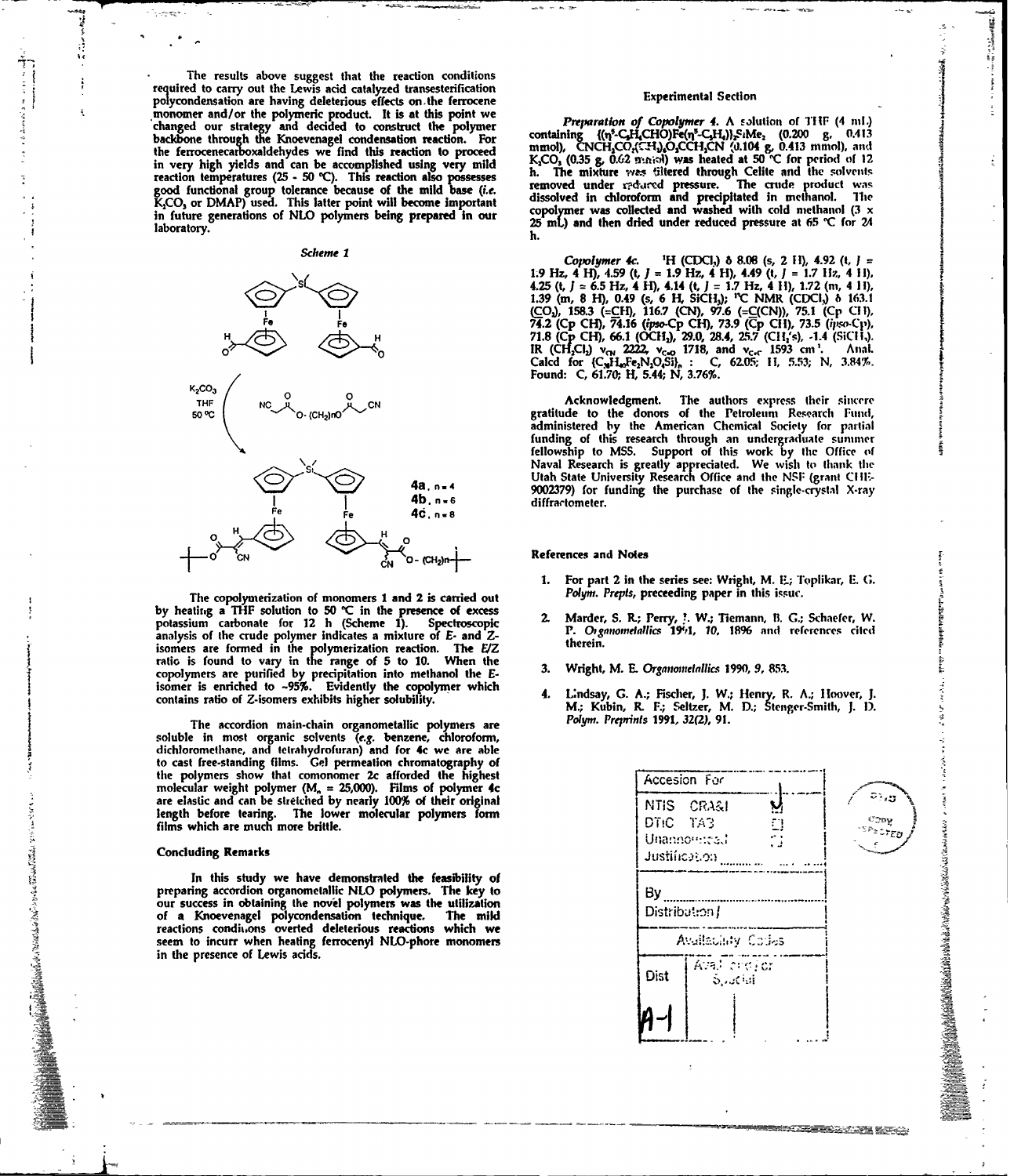The results above suggest that the reaction conditions required to carry out the Lewis acid catalyzed transesterification polycondensation are having deleterious effects on the ferrocene monomer and/or the polymeric product. It is at this point we changed our strategy and decided to construct the polymer backbone through the Knoevenagel condensation reaction. For the ferrocenecarboxaldehydes we find this reaction to proceed in very high yields and can be accomplished using very mild reaction temperatures (25 - 50 °C). This reaction also possesses good functional group tolerance because of the mild base (*i.e.* $K_2CO_3$ or DMAP) used. This latter point will become important in future generations of NLO polymers being prepared in our laboratory.

*Scheme 1*

$K_2CO_3$
THF
50 °C

4a, n = 4
4b, n = 6
4c, n = 8

The copolymerization of monomers 1 and 2 is carried out by heating a THF solution to 50 °C in the presence of excess potassium carbonate for 12 h (Scheme 1). Spectroscopic analysis of the crude polymer indicates a mixture of *E*- and *Z*-isomers are formed in the polymerization reaction. The *E/Z* ratio is found to vary in the range of 5 to 10. When the copolymers are purified by precipitation into methanol the *E*-isomer is enriched to ~95%. Evidently the copolymer which contains ratio of *Z*-isomers exhibits higher solubility.

The accordion main-chain organometallic polymers are soluble in most organic solvents (*e.g.* benzene, chloroform, dichloromethane, and tetrahydrofuran) and for 4c we are able to cast free-standing films. Gel permeation chromatography of the polymers show that comonomer 2c afforded the highest molecular weight polymer ($M_n$ = 25,000). Films of polymer 4c are elastic and can be stretched by nearly 100% of their original length before tearing. The lower molecular polymers form films which are much more brittle.

## Concluding Remarks

In this study we have demonstrated the feasibility of preparing accordion organometallic NLO polymers. The key to our success in obtaining the novel polymers was the utilization of a Knoevenagel polycondensation technique. The mild reactions conditions overted deleterious reactions which we seem to incurr when heating ferrocenyl NLO-phore monomers in the presence of Lewis acids.

## Experimental Section

***Preparation of Copolymer 4.*** A solution of THF (4 mL) containing $\{(\eta^5\text{-}C_5H_4CHO)Fe(\eta^5\text{-}C_5H_4)\}_2SiMe_2$ (0.200 g, 0.413 mmol), $CNCH_2CO_2(CH_2)_nO_2CCH_2CN$ (0.104 g, 0.413 mmol), and $K_2CO_3$ (0.35 g, 0.62 mmol) was heated at 50 °C for period of 12 h. The mixture was filtered through Celite and the solvents removed under reduced pressure. The crude product was dissolved in chloroform and precipitated in methanol. The copolymer was collected and washed with cold methanol (3 x 25 mL) and then dried under reduced pressure at 65 °C for 24 h.

***Copolymer 4c.*** $^1H$ ($CDCl_3$) δ 8.08 (s, 2 H), 4.92 (t, *J* = 1.9 Hz, 4 H), 4.59 (t, *J* = 1.9 Hz, 4 H), 4.49 (t, *J* = 1.7 Hz, 4 H), 4.25 (t, *J* = 6.5 Hz, 4 H), 4.14 (t, *J* = 1.7 Hz, 4 H), 1.72 (m, 4 H), 1.39 (m, 8 H), 0.49 (s, 6 H, $SiCH_3$); $^{13}C$ NMR ($CDCl_3$) δ 163.1 ($\underline{C}O_2$), 158.3 (=$\underline{C}$H), 116.7 (CN), 97.6 (=$\underline{C}$(CN)), 75.1 (Cp CH), 74.2 (Cp CH), 74.16 (*ipso*-Cp CH), 73.9 (Cp CH), 73.5 (*ipso*-Cp), 71.8 (Cp CH), 66.1 ($OCH_2$), 29.0, 28.4, 25.7 ($CH_2$'s), -1.4 ($SiCH_3$). IR ($CH_2Cl_2$) $\nu_{CN}$ 2222, $\nu_{C=O}$ 1718, and $\nu_{C=C}$ 1593 cm$^{-1}$. Anal. Calcd for $(C_{36}H_{40}Fe_2N_2O_4Si)_n$ : C, 62.05; H, 5.53; N, 3.84%. Found: C, 61.70; H, 5.44; N, 3.76%.

**Acknowledgment.** The authors express their sincere gratitude to the donors of the Petroleum Research Fund, administered by the American Chemical Society for partial funding of this research through an undergraduate summer fellowship to MSS. Support of this work by the Office of Naval Research is greatly appreciated. We wish to thank the Utah State University Research Office and the NSF (grant CHE-9002379) for funding the purchase of the single-crystal X-ray diffractometer.

## References and Notes

1. For part 2 in the series see: Wright, M. E.; Toplikar, E. G. *Polym. Prepts,* preceeding paper in this issue.
2. Marder, S. R.; Perry, J. W.; Tiemann, B. G.; Schaefer, W. P. *Organometallics* 1991, *10,* 1896 and references cited therein.
3. Wright, M. E. *Organometallics* 1990, *9,* 853.
4. Lindsay, G. A.; Fischer, J. W.; Henry, R. A.; Hoover, J. M.; Kubin, R. F.; Seltzer, M. D.; Stenger-Smith, J. D. *Polym. Preprints* 1991, *32(2),* 91.

| Accesion For | |
|---|---|
| NTIS CRA&I | ✓ |
| DTIC TAB | ☐ |
| Unannounced | ☐ |
| Justification | |
| By | |
| Distribution / | |
| Availability Codes | |
| Dist | Avail and / or Special |
| A-1 | |